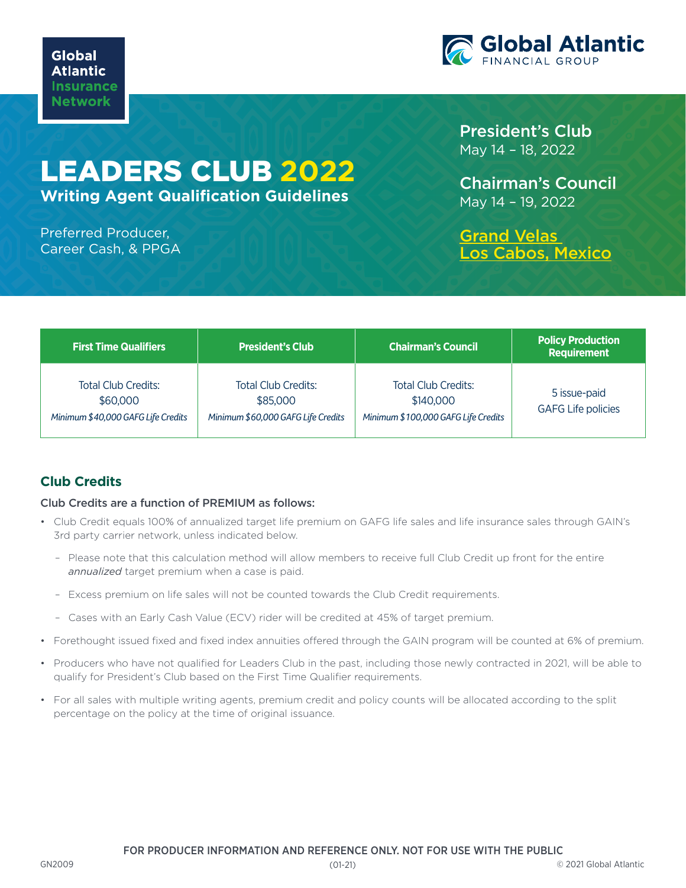Global Atlantic Insurance Network

Global Atlantic FINANCIAL GROUP

# LEADERS CLUB 2022

## Writing Agent Qualification Guidelines

Preferred Producer, Career Cash, & PPGA

**President's Club**
May 14 – 18, 2022

**Chairman's Council**
May 14 – 19, 2022

[Grand Velas Los Cabos, Mexico]

| First Time Qualifiers | President's Club | Chairman's Council | Policy Production Requirement |
|---|---|---|---|
| Total Club Credits: $60,000<br>*Minimum $40,000 GAFG Life Credits* | Total Club Credits: $85,000<br>*Minimum $60,000 GAFG Life Credits* | Total Club Credits: $140,000<br>*Minimum $100,000 GAFG Life Credits* | 5 issue-paid GAFG Life policies |

## Club Credits

**Club Credits are a function of PREMIUM as follows:**

- Club Credit equals 100% of annualized target life premium on GAFG life sales and life insurance sales through GAIN's 3rd party carrier network, unless indicated below.
  - Please note that this calculation method will allow members to receive full Club Credit up front for the entire *annualized* target premium when a case is paid.
  - Excess premium on life sales will not be counted towards the Club Credit requirements.
  - Cases with an Early Cash Value (ECV) rider will be credited at 45% of target premium.
- Forethought issued fixed and fixed index annuities offered through the GAIN program will be counted at 6% of premium.
- Producers who have not qualified for Leaders Club in the past, including those newly contracted in 2021, will be able to qualify for President's Club based on the First Time Qualifier requirements.
- For all sales with multiple writing agents, premium credit and policy counts will be allocated according to the split percentage on the policy at the time of original issuance.

FOR PRODUCER INFORMATION AND REFERENCE ONLY. NOT FOR USE WITH THE PUBLIC

GN2009 (01-21) © 2021 Global Atlantic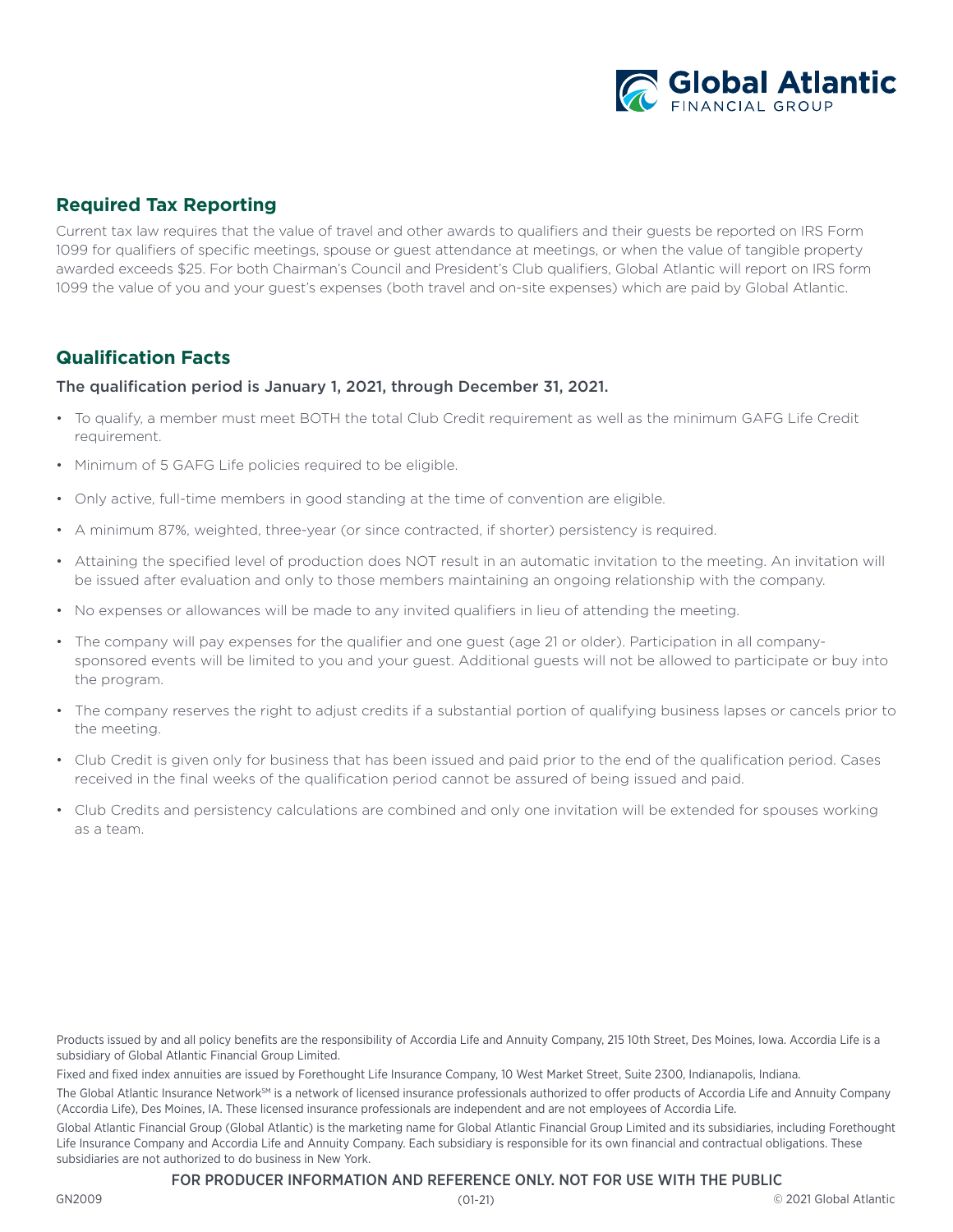## Required Tax Reporting

Current tax law requires that the value of travel and other awards to qualifiers and their guests be reported on IRS Form 1099 for qualifiers of specific meetings, spouse or guest attendance at meetings, or when the value of tangible property awarded exceeds $25. For both Chairman's Council and President's Club qualifiers, Global Atlantic will report on IRS form 1099 the value of you and your guest's expenses (both travel and on-site expenses) which are paid by Global Atlantic.

## Qualification Facts

**The qualification period is January 1, 2021, through December 31, 2021.**

- To qualify, a member must meet BOTH the total Club Credit requirement as well as the minimum GAFG Life Credit requirement.
- Minimum of 5 GAFG Life policies required to be eligible.
- Only active, full-time members in good standing at the time of convention are eligible.
- A minimum 87%, weighted, three-year (or since contracted, if shorter) persistency is required.
- Attaining the specified level of production does NOT result in an automatic invitation to the meeting. An invitation will be issued after evaluation and only to those members maintaining an ongoing relationship with the company.
- No expenses or allowances will be made to any invited qualifiers in lieu of attending the meeting.
- The company will pay expenses for the qualifier and one guest (age 21 or older). Participation in all company-sponsored events will be limited to you and your guest. Additional guests will not be allowed to participate or buy into the program.
- The company reserves the right to adjust credits if a substantial portion of qualifying business lapses or cancels prior to the meeting.
- Club Credit is given only for business that has been issued and paid prior to the end of the qualification period. Cases received in the final weeks of the qualification period cannot be assured of being issued and paid.
- Club Credits and persistency calculations are combined and only one invitation will be extended for spouses working as a team.

Products issued by and all policy benefits are the responsibility of Accordia Life and Annuity Company, 215 10th Street, Des Moines, Iowa. Accordia Life is a subsidiary of Global Atlantic Financial Group Limited.

Fixed and fixed index annuities are issued by Forethought Life Insurance Company, 10 West Market Street, Suite 2300, Indianapolis, Indiana.

The Global Atlantic Insurance Network[SM] is a network of licensed insurance professionals authorized to offer products of Accordia Life and Annuity Company (Accordia Life), Des Moines, IA. These licensed insurance professionals are independent and are not employees of Accordia Life.

Global Atlantic Financial Group (Global Atlantic) is the marketing name for Global Atlantic Financial Group Limited and its subsidiaries, including Forethought Life Insurance Company and Accordia Life and Annuity Company. Each subsidiary is responsible for its own financial and contractual obligations. These subsidiaries are not authorized to do business in New York.

FOR PRODUCER INFORMATION AND REFERENCE ONLY. NOT FOR USE WITH THE PUBLIC

GN2009 (01-21) © 2021 Global Atlantic